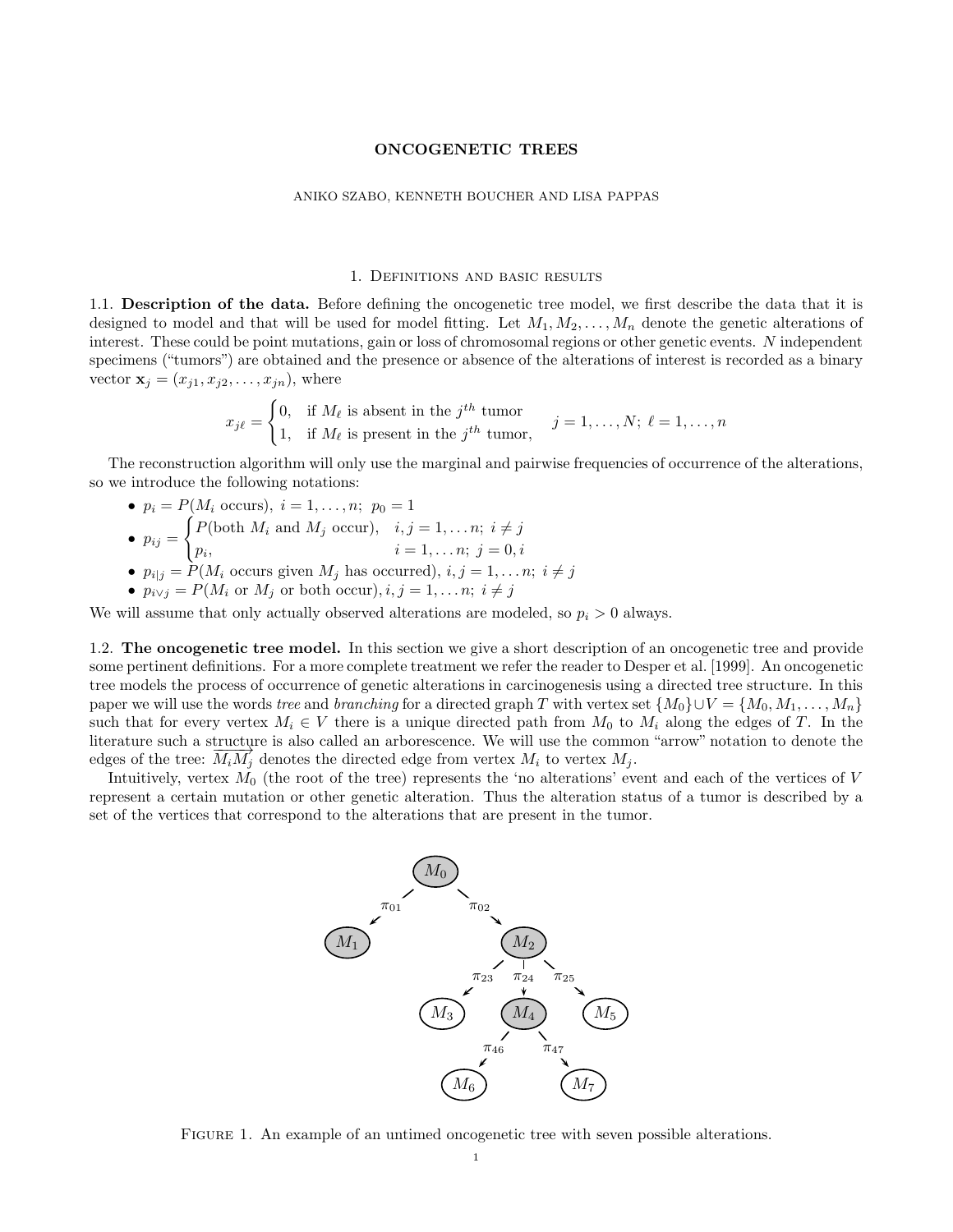# ONCOGENETIC TREES

ANIKO SZABO, KENNETH BOUCHER AND LISA PAPPAS

## 1. Definitions and basic results

### 1.1. **Description of the data.**

Before defining the oncogenetic tree model, we first describe the data that it is designed to model and that will be used for model fitting. Let $M_1, M_2, \ldots, M_n$ denote the genetic alterations of interest. These could be point mutations, gain or loss of chromosomal regions or other genetic events. $N$ independent specimens ("tumors") are obtained and the presence or absence of the alterations of interest is recorded as a binary vector $\mathbf{x}_j = (x_{j1}, x_{j2}, \ldots, x_{jn})$, where

$$x_{j\ell} = \begin{cases} 0, & \text{if } M_\ell \text{ is absent in the } j^{th} \text{ tumor} \\ 1, & \text{if } M_\ell \text{ is present in the } j^{th} \text{ tumor,} \end{cases} \qquad j = 1, \ldots, N;\ \ell = 1, \ldots, n$$

The reconstruction algorithm will only use the marginal and pairwise frequencies of occurrence of the alterations, so we introduce the following notations:

- $p_i = P(M_i \text{ occurs}),\ i = 1, \ldots, n;\ p_0 = 1$
- $p_{ij} = \begin{cases} P(\text{both } M_i \text{ and } M_j \text{ occur}), & i, j = 1, \ldots n;\ i \neq j \\ p_i, & i = 1, \ldots n;\ j = 0, i \end{cases}$
- $p_{i|j} = P(M_i \text{ occurs given } M_j \text{ has occurred}),\ i, j = 1, \ldots n;\ i \neq j$
- $p_{i \vee j} = P(M_i \text{ or } M_j \text{ or both occur}), i, j = 1, \ldots n;\ i \neq j$

We will assume that only actually observed alterations are modeled, so $p_i > 0$ always.

### 1.2. **The oncogenetic tree model.**

In this section we give a short description of an oncogenetic tree and provide some pertinent definitions. For a more complete treatment we refer the reader to Desper et al. [1999]. An oncogenetic tree models the process of occurrence of genetic alterations in carcinogenesis using a directed tree structure. In this paper we will use the words *tree* and *branching* for a directed graph $T$ with vertex set $\{M_0\} \cup V = \{M_0, M_1, \ldots, M_n\}$ such that for every vertex $M_i \in V$ there is a unique directed path from $M_0$ to $M_i$ along the edges of $T$. In the literature such a structure is also called an arborescence. We will use the common "arrow" notation to denote the edges of the tree: $\overrightarrow{M_i M_j}$ denotes the directed edge from vertex $M_i$ to vertex $M_j$.

Intuitively, vertex $M_0$ (the root of the tree) represents the 'no alterations' event and each of the vertices of $V$ represent a certain mutation or other genetic alteration. Thus the alteration status of a tumor is described by a set of the vertices that correspond to the alterations that are present in the tumor.

Figure 1. An example of an untimed oncogenetic tree with seven possible alterations.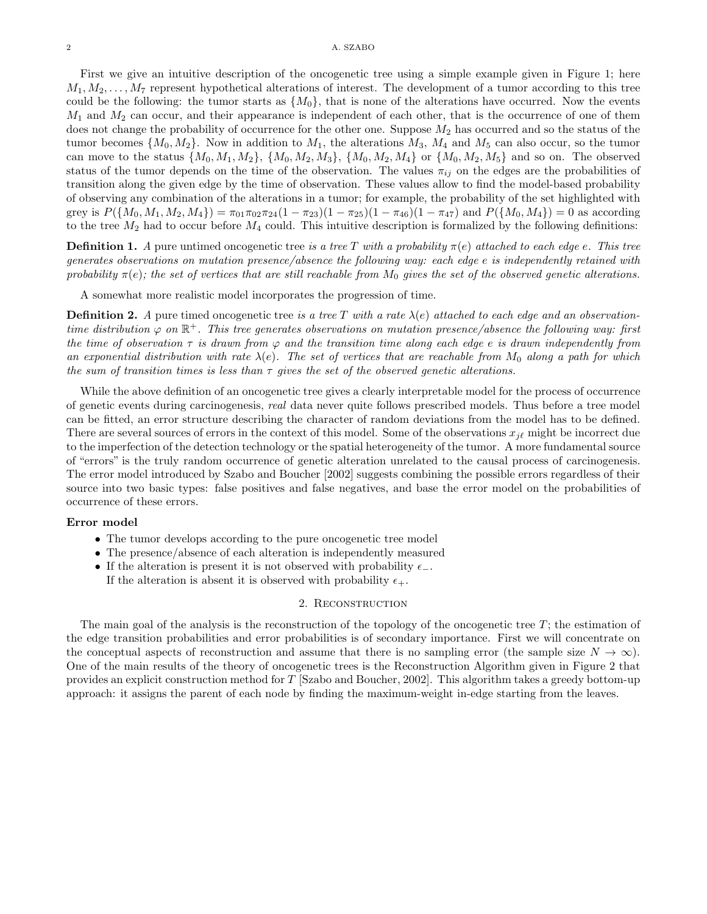First we give an intuitive description of the oncogenetic tree using a simple example given in Figure 1; here $M_1, M_2, \ldots, M_7$ represent hypothetical alterations of interest. The development of a tumor according to this tree could be the following: the tumor starts as $\{M_0\}$, that is none of the alterations have occurred. Now the events $M_1$ and $M_2$ can occur, and their appearance is independent of each other, that is the occurrence of one of them does not change the probability of occurrence for the other one. Suppose $M_2$ has occurred and so the status of the tumor becomes $\{M_0, M_2\}$. Now in addition to $M_1$, the alterations $M_3$, $M_4$ and $M_5$ can also occur, so the tumor can move to the status $\{M_0, M_1, M_2\}$, $\{M_0, M_2, M_3\}$, $\{M_0, M_2, M_4\}$ or $\{M_0, M_2, M_5\}$ and so on. The observed status of the tumor depends on the time of the observation. The values $\pi_{ij}$ on the edges are the probabilities of transition along the given edge by the time of observation. These values allow to find the model-based probability of observing any combination of the alterations in a tumor; for example, the probability of the set highlighted with grey is $P(\{M_0, M_1, M_2, M_4\}) = \pi_{01}\pi_{02}\pi_{24}(1-\pi_{23})(1-\pi_{25})(1-\pi_{46})(1-\pi_{47})$ and $P(\{M_0, M_4\}) = 0$ as according to the tree $M_2$ had to occur before $M_4$ could. This intuitive description is formalized by the following definitions:

**Definition 1.** *A* pure untimed oncogenetic tree *is a tree $T$ with a probability $\pi(e)$ attached to each edge $e$. This tree generates observations on mutation presence/absence the following way: each edge $e$ is independently retained with probability $\pi(e)$; the set of vertices that are still reachable from $M_0$ gives the set of the observed genetic alterations.*

A somewhat more realistic model incorporates the progression of time.

**Definition 2.** *A* pure timed oncogenetic tree *is a tree $T$ with a rate $\lambda(e)$ attached to each edge and an observation-time distribution $\varphi$ on $\mathbb{R}^+$. This tree generates observations on mutation presence/absence the following way: first the time of observation $\tau$ is drawn from $\varphi$ and the transition time along each edge $e$ is drawn independently from an exponential distribution with rate $\lambda(e)$. The set of vertices that are reachable from $M_0$ along a path for which the sum of transition times is less than $\tau$ gives the set of the observed genetic alterations.*

While the above definition of an oncogenetic tree gives a clearly interpretable model for the process of occurrence of genetic events during carcinogenesis, *real* data never quite follows prescribed models. Thus before a tree model can be fitted, an error structure describing the character of random deviations from the model has to be defined. There are several sources of errors in the context of this model. Some of the observations $x_{j\ell}$ might be incorrect due to the imperfection of the detection technology or the spatial heterogeneity of the tumor. A more fundamental source of "errors" is the truly random occurrence of genetic alteration unrelated to the causal process of carcinogenesis. The error model introduced by Szabo and Boucher [2002] suggests combining the possible errors regardless of their source into two basic types: false positives and false negatives, and base the error model on the probabilities of occurrence of these errors.

**Error model**

- The tumor develops according to the pure oncogenetic tree model
- The presence/absence of each alteration is independently measured
- If the alteration is present it is not observed with probability $\epsilon_-$.
  If the alteration is absent it is observed with probability $\epsilon_+$.

## 2. Reconstruction

The main goal of the analysis is the reconstruction of the topology of the oncogenetic tree $T$; the estimation of the edge transition probabilities and error probabilities is of secondary importance. First we will concentrate on the conceptual aspects of reconstruction and assume that there is no sampling error (the sample size $N \to \infty$). One of the main results of the theory of oncogenetic trees is the Reconstruction Algorithm given in Figure 2 that provides an explicit construction method for $T$ [Szabo and Boucher, 2002]. This algorithm takes a greedy bottom-up approach: it assigns the parent of each node by finding the maximum-weight in-edge starting from the leaves.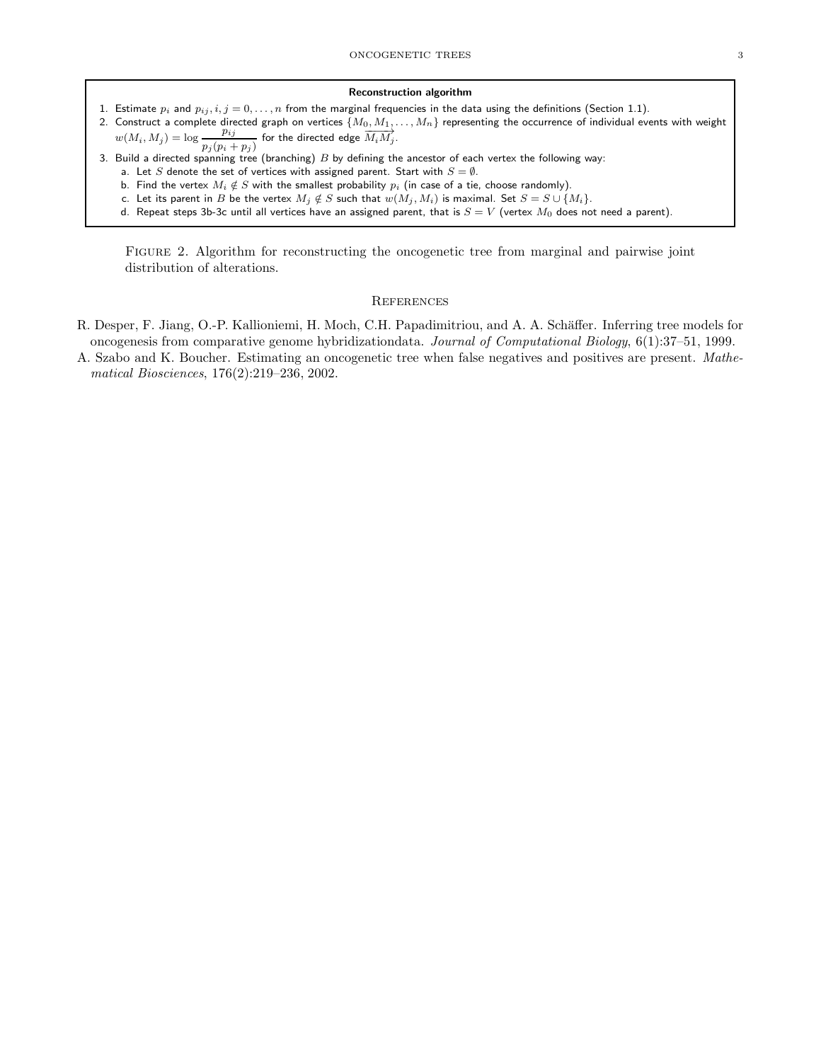**Reconstruction algorithm**

1. Estimate $p_i$ and $p_{ij}, i, j = 0, \ldots, n$ from the marginal frequencies in the data using the definitions (Section 1.1).
2. Construct a complete directed graph on vertices $\{M_0, M_1, \ldots, M_n\}$ representing the occurrence of individual events with weight $w(M_i, M_j) = \log \dfrac{p_{ij}}{p_j(p_i + p_j)}$ for the directed edge $\overrightarrow{M_i M_j}$.
3. Build a directed spanning tree (branching) $B$ by defining the ancestor of each vertex the following way:
   a. Let $S$ denote the set of vertices with assigned parent. Start with $S = \emptyset$.
   b. Find the vertex $M_i \notin S$ with the smallest probability $p_i$ (in case of a tie, choose randomly).
   c. Let its parent in $B$ be the vertex $M_j \notin S$ such that $w(M_j, M_i)$ is maximal. Set $S = S \cup \{M_i\}$.
   d. Repeat steps 3b-3c until all vertices have an assigned parent, that is $S = V$ (vertex $M_0$ does not need a parent).

Figure 2. Algorithm for reconstructing the oncogenetic tree from marginal and pairwise joint distribution of alterations.

## References

R. Desper, F. Jiang, O.-P. Kallioniemi, H. Moch, C.H. Papadimitriou, and A. A. Schäffer. Inferring tree models for oncogenesis from comparative genome hybridizationdata. *Journal of Computational Biology*, 6(1):37–51, 1999.

A. Szabo and K. Boucher. Estimating an oncogenetic tree when false negatives and positives are present. *Mathematical Biosciences*, 176(2):219–236, 2002.